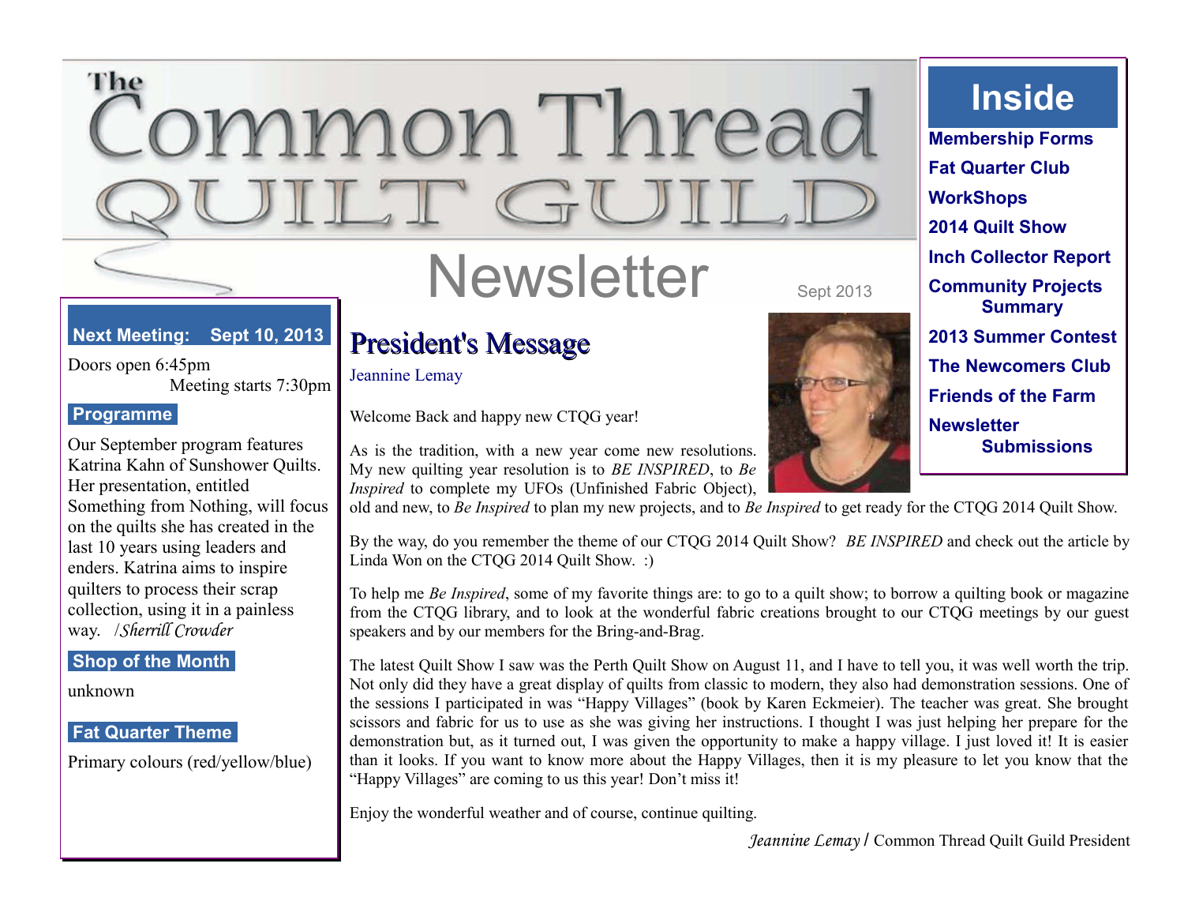# The Common Thread Quilt Guild

## Newsletter

Sept 2013

**Inside**

- Membership Forms
- Fat Quarter Club
- WorkShops
- 2014 Quilt Show
- Inch Collector Report
- Community Projects Summary
- 2013 Summer Contest
- The Newcomers Club
- Friends of the Farm
- Newsletter Submissions

**Next Meeting: Sept 10, 2013**

Doors open 6:45pm

Meeting starts 7:30pm

**Programme**

Our September program features Katrina Kahn of Sunshower Quilts. Her presentation, entitled Something from Nothing, will focus on the quilts she has created in the last 10 years using leaders and enders. Katrina aims to inspire quilters to process their scrap collection, using it in a painless way. /*Sherrill Crowder*

**Shop of the Month**

unknown

**Fat Quarter Theme**

Primary colours (red/yellow/blue)

## President's Message

Jeannine Lemay

Welcome Back and happy new CTQG year!

As is the tradition, with a new year come new resolutions. My new quilting year resolution is to *BE INSPIRED*, to *Be Inspired* to complete my UFOs (Unfinished Fabric Object), old and new, to *Be Inspired* to plan my new projects, and to *Be Inspired* to get ready for the CTQG 2014 Quilt Show.

By the way, do you remember the theme of our CTQG 2014 Quilt Show? *BE INSPIRED* and check out the article by Linda Won on the CTQG 2014 Quilt Show. :)

To help me *Be Inspired*, some of my favorite things are: to go to a quilt show; to borrow a quilting book or magazine from the CTQG library, and to look at the wonderful fabric creations brought to our CTQG meetings by our guest speakers and by our members for the Bring-and-Brag.

The latest Quilt Show I saw was the Perth Quilt Show on August 11, and I have to tell you, it was well worth the trip. Not only did they have a great display of quilts from classic to modern, they also had demonstration sessions. One of the sessions I participated in was “Happy Villages” (book by Karen Eckmeier). The teacher was great. She brought scissors and fabric for us to use as she was giving her instructions. I thought I was just helping her prepare for the demonstration but, as it turned out, I was given the opportunity to make a happy village. I just loved it! It is easier than it looks. If you want to know more about the Happy Villages, then it is my pleasure to let you know that the “Happy Villages” are coming to us this year! Don’t miss it!

Enjoy the wonderful weather and of course, continue quilting.

*Jeannine Lemay* / Common Thread Quilt Guild President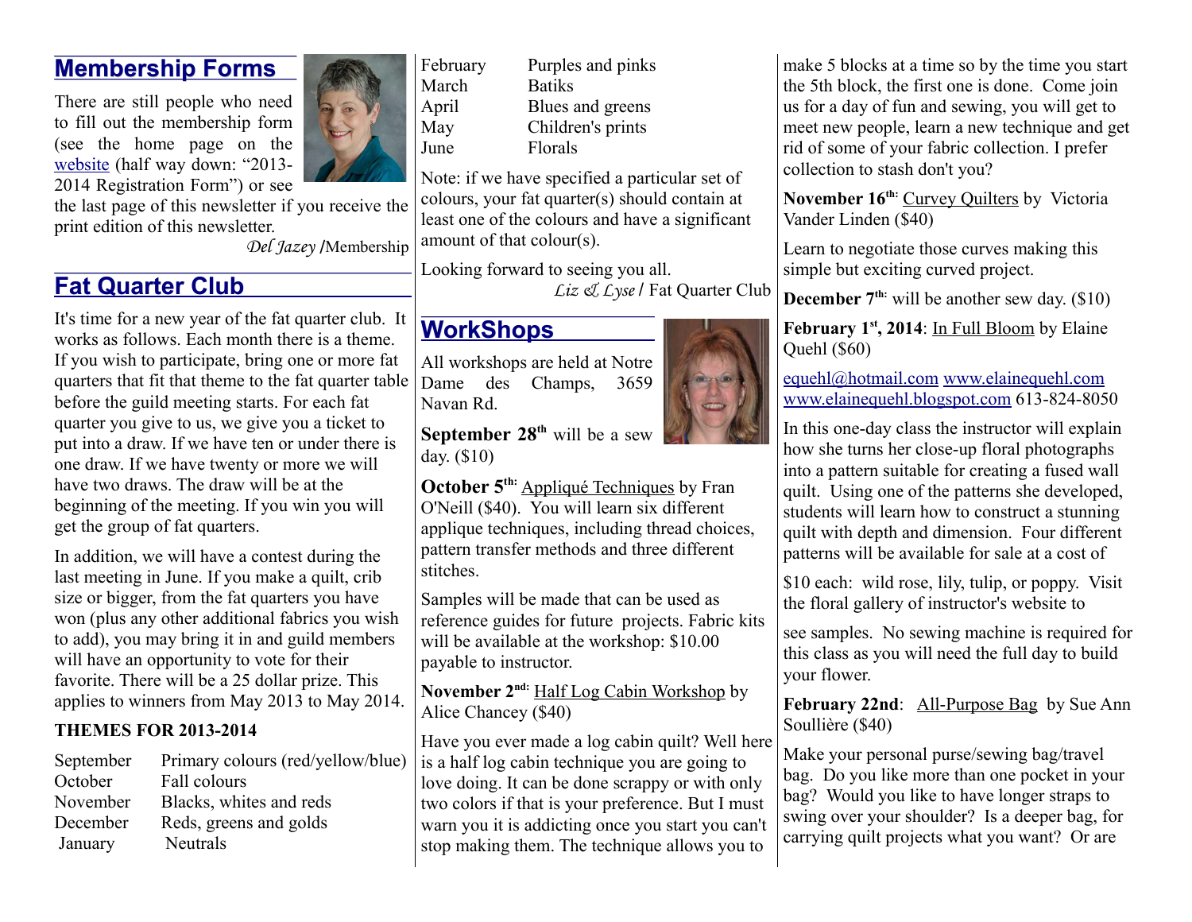## Membership Forms

There are still people who need to fill out the membership form (see the home page on the website (half way down: "2013-2014 Registration Form") or see the last page of this newsletter if you receive the print edition of this newsletter.

*Del Jazey* /Membership

## Fat Quarter Club

It's time for a new year of the fat quarter club. It works as follows. Each month there is a theme. If you wish to participate, bring one or more fat quarters that fit that theme to the fat quarter table before the guild meeting starts. For each fat quarter you give to us, we give you a ticket to put into a draw. If we have ten or under there is one draw. If we have twenty or more we will have two draws. The draw will be at the beginning of the meeting. If you win you will get the group of fat quarters.

In addition, we will have a contest during the last meeting in June. If you make a quilt, crib size or bigger, from the fat quarters you have won (plus any other additional fabrics you wish to add), you may bring it in and guild members will have an opportunity to vote for their favorite. There will be a 25 dollar prize. This applies to winners from May 2013 to May 2014.

**THEMES FOR 2013-2014**

| | |
|---|---|
| September | Primary colours (red/yellow/blue) |
| October | Fall colours |
| November | Blacks, whites and reds |
| December | Reds, greens and golds |
| January | Neutrals |
| February | Purples and pinks |
| March | Batiks |
| April | Blues and greens |
| May | Children's prints |
| June | Florals |

Note: if we have specified a particular set of colours, your fat quarter(s) should contain at least one of the colours and have a significant amount of that colour(s).

Looking forward to seeing you all.

*Liz & Lyse* / Fat Quarter Club

## WorkShops

All workshops are held at Notre Dame des Champs, 3659 Navan Rd.

**September 28th** will be a sew day. ($10)

**October 5th:** Appliqué Techniques by Fran O'Neill ($40). You will learn six different applique techniques, including thread choices, pattern transfer methods and three different stitches.

Samples will be made that can be used as reference guides for future projects. Fabric kits will be available at the workshop: $10.00 payable to instructor.

**November 2nd:** Half Log Cabin Workshop by Alice Chancey ($40)

Have you ever made a log cabin quilt? Well here is a half log cabin technique you are going to love doing. It can be done scrappy or with only two colors if that is your preference. But I must warn you it is addicting once you start you can't stop making them. The technique allows you to make 5 blocks at a time so by the time you start the 5th block, the first one is done. Come join us for a day of fun and sewing, you will get to meet new people, learn a new technique and get rid of some of your fabric collection. I prefer collection to stash don't you?

**November 16th:** Curvey Quilters by Victoria Vander Linden ($40)

Learn to negotiate those curves making this simple but exciting curved project.

**December 7th:** will be another sew day. ($10)

**February 1st, 2014**: In Full Bloom by Elaine Quehl ($60)

equehl@hotmail.com www.elainequehl.com www.elainequehl.blogspot.com 613-824-8050

In this one-day class the instructor will explain how she turns her close-up floral photographs into a pattern suitable for creating a fused wall quilt. Using one of the patterns she developed, students will learn how to construct a stunning quilt with depth and dimension. Four different patterns will be available for sale at a cost of $10 each: wild rose, lily, tulip, or poppy. Visit the floral gallery of instructor's website to see samples. No sewing machine is required for this class as you will need the full day to build your flower.

**February 22nd**: All-Purpose Bag by Sue Ann Soullière ($40)

Make your personal purse/sewing bag/travel bag. Do you like more than one pocket in your bag? Would you like to have longer straps to swing over your shoulder? Is a deeper bag, for carrying quilt projects what you want? Or are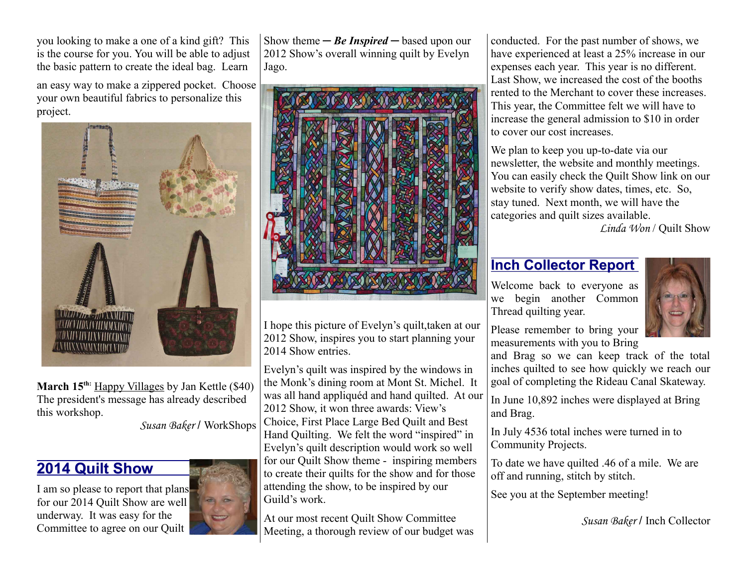you looking to make a one of a kind gift? This is the course for you. You will be able to adjust the basic pattern to create the ideal bag. Learn an easy way to make a zippered pocket. Choose your own beautiful fabrics to personalize this project.

**March 15th:** Happy Villages by Jan Kettle ($40) The president's message has already described this workshop.

*Susan Baker* / WorkShops

## 2014 Quilt Show

I am so please to report that plans for our 2014 Quilt Show are well underway. It was easy for the Committee to agree on our Quilt Show theme ─ ***Be Inspired*** ─ based upon our 2012 Show's overall winning quilt by Evelyn Jago.

I hope this picture of Evelyn's quilt,taken at our 2012 Show, inspires you to start planning your 2014 Show entries.

Evelyn's quilt was inspired by the windows in the Monk's dining room at Mont St. Michel. It was all hand appliquéd and hand quilted. At our 2012 Show, it won three awards: View's Choice, First Place Large Bed Quilt and Best Hand Quilting. We felt the word "inspired" in Evelyn's quilt description would work so well for our Quilt Show theme - inspiring members to create their quilts for the show and for those attending the show, to be inspired by our Guild's work.

At our most recent Quilt Show Committee Meeting, a thorough review of our budget was conducted. For the past number of shows, we have experienced at least a 25% increase in our expenses each year. This year is no different. Last Show, we increased the cost of the booths rented to the Merchant to cover these increases. This year, the Committee felt we will have to increase the general admission to $10 in order to cover our cost increases.

We plan to keep you up-to-date via our newsletter, the website and monthly meetings. You can easily check the Quilt Show link on our website to verify show dates, times, etc. So, stay tuned. Next month, we will have the categories and quilt sizes available.

*Linda Won* / Quilt Show

## Inch Collector Report

Welcome back to everyone as we begin another Common Thread quilting year.

Please remember to bring your measurements with you to Bring and Brag so we can keep track of the total inches quilted to see how quickly we reach our goal of completing the Rideau Canal Skateway.

In June 10,892 inches were displayed at Bring and Brag.

In July 4536 total inches were turned in to Community Projects.

To date we have quilted .46 of a mile. We are off and running, stitch by stitch.

See you at the September meeting!

*Susan Baker* / Inch Collector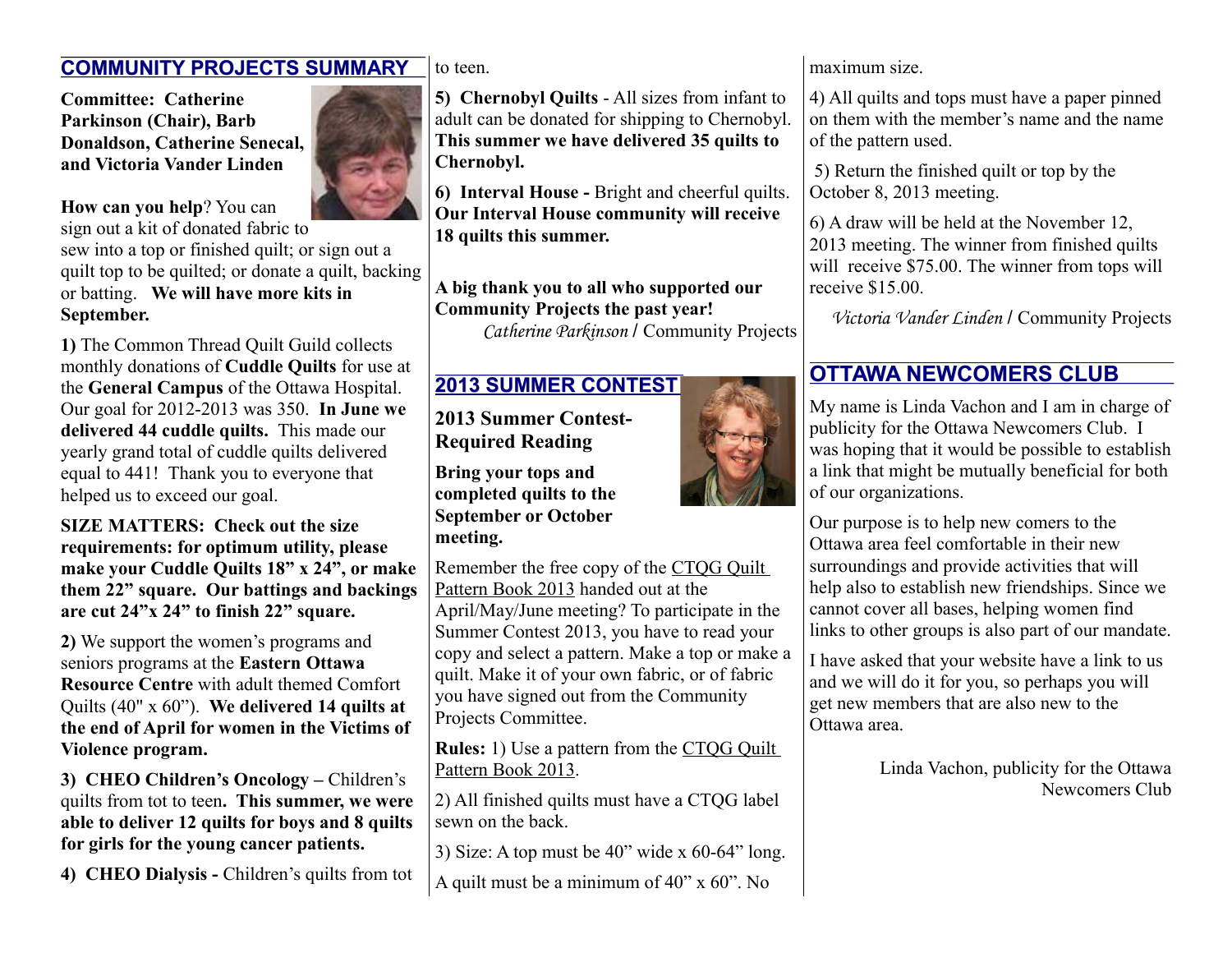## COMMUNITY PROJECTS SUMMARY

**Committee: Catherine Parkinson (Chair), Barb Donaldson, Catherine Senecal, and Victoria Vander Linden**

**How can you help**? You can sign out a kit of donated fabric to sew into a top or finished quilt; or sign out a quilt top to be quilted; or donate a quilt, backing or batting. **We will have more kits in September.**

**1)** The Common Thread Quilt Guild collects monthly donations of **Cuddle Quilts** for use at the **General Campus** of the Ottawa Hospital. Our goal for 2012-2013 was 350. **In June we delivered 44 cuddle quilts.** This made our yearly grand total of cuddle quilts delivered equal to 441! Thank you to everyone that helped us to exceed our goal.

**SIZE MATTERS: Check out the size requirements: for optimum utility, please make your Cuddle Quilts 18" x 24", or make them 22" square. Our battings and backings are cut 24"x 24" to finish 22" square.**

**2)** We support the women's programs and seniors programs at the **Eastern Ottawa Resource Centre** with adult themed Comfort Quilts (40" x 60"). **We delivered 14 quilts at the end of April for women in the Victims of Violence program.**

**3) CHEO Children's Oncology –** Children's quilts from tot to teen**. This summer, we were able to deliver 12 quilts for boys and 8 quilts for girls for the young cancer patients.**

**4) CHEO Dialysis -** Children's quilts from tot to teen.

**5) Chernobyl Quilts** - All sizes from infant to adult can be donated for shipping to Chernobyl. **This summer we have delivered 35 quilts to Chernobyl.**

**6) Interval House -** Bright and cheerful quilts. **Our Interval House community will receive 18 quilts this summer.**

**A big thank you to all who supported our Community Projects the past year!**

*Catherine Parkinson* / Community Projects

## 2013 SUMMER CONTEST

**2013 Summer Contest- Required Reading**

**Bring your tops and completed quilts to the September or October meeting.**

Remember the free copy of the CTQG Quilt Pattern Book 2013 handed out at the April/May/June meeting? To participate in the Summer Contest 2013, you have to read your copy and select a pattern. Make a top or make a quilt. Make it of your own fabric, or of fabric you have signed out from the Community Projects Committee.

**Rules:** 1) Use a pattern from the CTQG Quilt Pattern Book 2013.

2) All finished quilts must have a CTQG label sewn on the back.

3) Size: A top must be 40" wide x 60-64" long.

A quilt must be a minimum of 40" x 60". No maximum size.

4) All quilts and tops must have a paper pinned on them with the member's name and the name of the pattern used.

5) Return the finished quilt or top by the October 8, 2013 meeting.

6) A draw will be held at the November 12, 2013 meeting. The winner from finished quilts will receive $75.00. The winner from tops will receive $15.00.

*Victoria Vander Linden* / Community Projects

## OTTAWA NEWCOMERS CLUB

My name is Linda Vachon and I am in charge of publicity for the Ottawa Newcomers Club. I was hoping that it would be possible to establish a link that might be mutually beneficial for both of our organizations.

Our purpose is to help new comers to the Ottawa area feel comfortable in their new surroundings and provide activities that will help also to establish new friendships. Since we cannot cover all bases, helping women find links to other groups is also part of our mandate.

I have asked that your website have a link to us and we will do it for you, so perhaps you will get new members that are also new to the Ottawa area.

Linda Vachon, publicity for the Ottawa Newcomers Club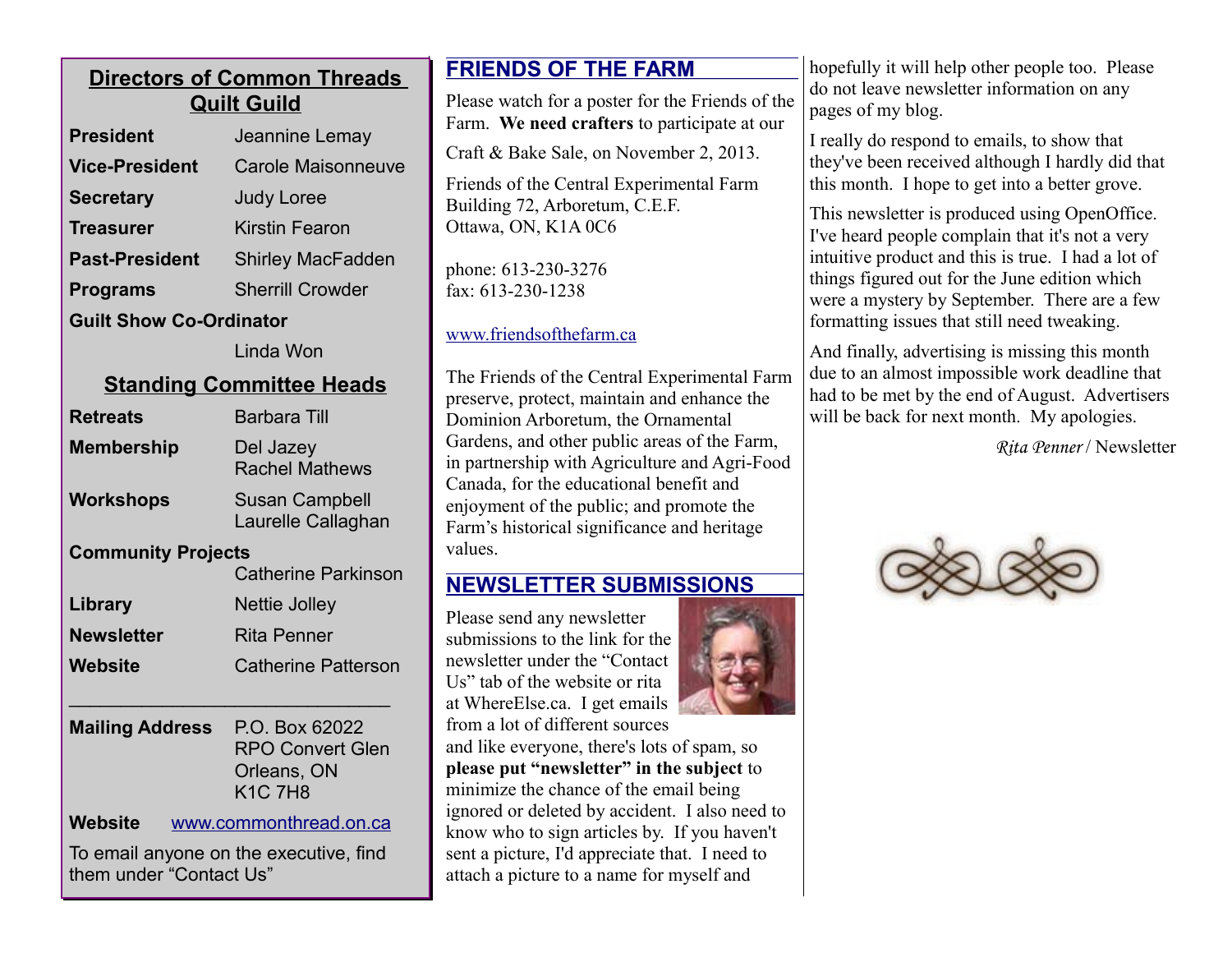## Directors of Common Threads Quilt Guild

| | |
|---|---|
| **President** | Jeannine Lemay |
| **Vice-President** | Carole Maisonneuve |
| **Secretary** | Judy Loree |
| **Treasurer** | Kirstin Fearon |
| **Past-President** | Shirley MacFadden |
| **Programs** | Sherrill Crowder |
| **Guilt Show Co-Ordinator** | Linda Won |

## Standing Committee Heads

| | |
|---|---|
| **Retreats** | Barbara Till |
| **Membership** | Del Jazey<br>Rachel Mathews |
| **Workshops** | Susan Campbell<br>Laurelle Callaghan |
| **Community Projects** | Catherine Parkinson |
| **Library** | Nettie Jolley |
| **Newsletter** | Rita Penner |
| **Website** | Catherine Patterson |

---

**Mailing Address** P.O. Box 62022
RPO Convert Glen
Orleans, ON
K1C 7H8

**Website** www.commonthread.on.ca

To email anyone on the executive, find them under "Contact Us"

## FRIENDS OF THE FARM

Please watch for a poster for the Friends of the Farm. **We need crafters** to participate at our Craft & Bake Sale, on November 2, 2013.

Friends of the Central Experimental Farm
Building 72, Arboretum, C.E.F.
Ottawa, ON, K1A 0C6

phone: 613-230-3276
fax: 613-230-1238

www.friendsofthefarm.ca

The Friends of the Central Experimental Farm preserve, protect, maintain and enhance the Dominion Arboretum, the Ornamental Gardens, and other public areas of the Farm, in partnership with Agriculture and Agri-Food Canada, for the educational benefit and enjoyment of the public; and promote the Farm's historical significance and heritage values.

## NEWSLETTER SUBMISSIONS

Please send any newsletter submissions to the link for the newsletter under the "Contact Us" tab of the website or rita at WhereElse.ca. I get emails from a lot of different sources and like everyone, there's lots of spam, so **please put "newsletter" in the subject** to minimize the chance of the email being ignored or deleted by accident. I also need to know who to sign articles by. If you haven't sent a picture, I'd appreciate that. I need to attach a picture to a name for myself and hopefully it will help other people too. Please do not leave newsletter information on any pages of my blog.

I really do respond to emails, to show that they've been received although I hardly did that this month. I hope to get into a better grove.

This newsletter is produced using OpenOffice. I've heard people complain that it's not a very intuitive product and this is true. I had a lot of things figured out for the June edition which were a mystery by September. There are a few formatting issues that still need tweaking.

And finally, advertising is missing this month due to an almost impossible work deadline that had to be met by the end of August. Advertisers will be back for next month. My apologies.

*Rita Penner* / Newsletter